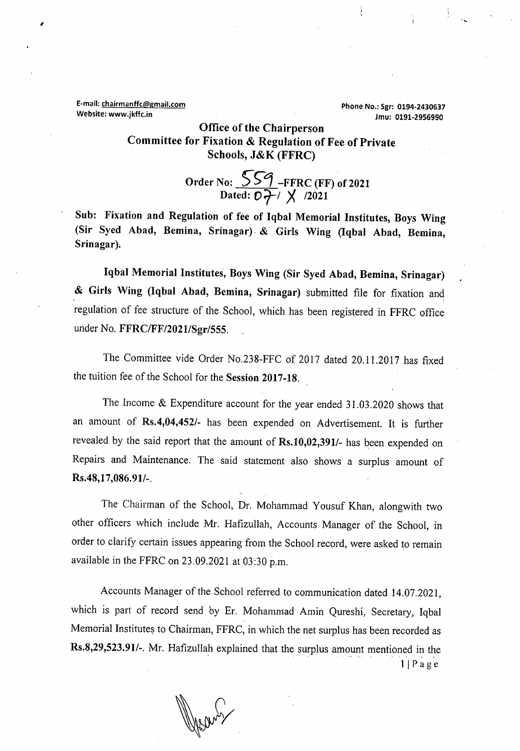E-mail: chairmanffc@gmail.com
Website: www.jkffc.in

Phone No.: Sgr: 0194-2430637
Jmu: 0191-2956990

## Office of the Chairperson
## Committee for Fixation & Regulation of Fee of Private Schools, J&K (FFRC)

**Order No: 559 -FFRC (FF) of 2021**
**Dated: 07/ X /2021**

**Sub: Fixation and Regulation of fee of Iqbal Memorial Institutes, Boys Wing (Sir Syed Abad, Bemina, Srinagar) & Girls Wing (Iqbal Abad, Bemina, Srinagar).**

**Iqbal Memorial Institutes, Boys Wing (Sir Syed Abad, Bemina, Srinagar) & Girls Wing (Iqbal Abad, Bemina, Srinagar)** submitted file for fixation and regulation of fee structure of the School, which has been registered in FFRC office under No. **FFRC/FF/2021/Sgr/555.**

The Committee vide Order No.238-FFC of 2017 dated 20.11.2017 has fixed the tuition fee of the School for the **Session 2017-18**.

The Income & Expenditure account for the year ended 31.03.2020 shows that an amount of **Rs.4,04,452/-** has been expended on Advertisement. It is further revealed by the said report that the amount of **Rs.10,02,391/-** has been expended on Repairs and Maintenance. The said statement also shows a surplus amount of **Rs.48,17,086.91/-**.

The Chairman of the School, Dr. Mohammad Yousuf Khan, alongwith two other officers which include Mr. Hafizullah, Accounts Manager of the School, in order to clarify certain issues appearing from the School record, were asked to remain available in the FFRC on 23.09.2021 at 03:30 p.m.

Accounts Manager of the School referred to communication dated 14.07.2021, which is part of record send by Er. Mohammad Amin Qureshi, Secretary, Iqbal Memorial Institutes to Chairman, FFRC, in which the net surplus has been recorded as **Rs.8,29,523.91/-**. Mr. Hafizullah explained that the surplus amount mentioned in the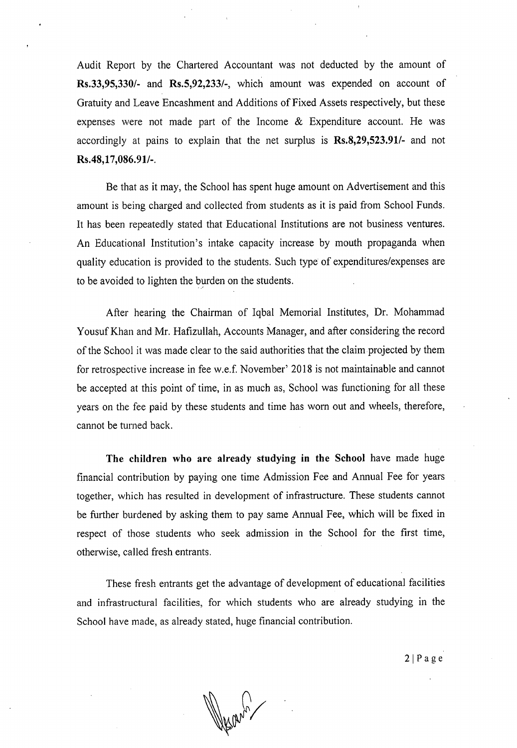Audit Report by the Chartered Accountant was not deducted by the amount of **Rs.33,95,330/-** and **Rs.5,92,233/-**, which amount was expended on account of Gratuity and Leave Encashment and Additions of Fixed Assets respectively, but these expenses were not made part of the Income & Expenditure account. He was accordingly at pains to explain that the net surplus is **Rs.8,29,523.91/-** and not **Rs.48,17,086.91/-**.

Be that as it may, the School has spent huge amount on Advertisement and this amount is being charged and collected from students as it is paid from School Funds. It has been repeatedly stated that Educational Institutions are not business ventures. An Educational Institution's intake capacity increase by mouth propaganda when quality education is provided to the students. Such type of expenditures/expenses are to be avoided to lighten the burden on the students.

After hearing the Chairman of Iqbal Memorial Institutes, Dr. Mohammad Yousuf Khan and Mr. Hafizullah, Accounts Manager, and after considering the record of the School it was made clear to the said authorities that the claim projected by them for retrospective increase in fee w.e.f. November' 2018 is not maintainable and cannot be accepted at this point of time, in as much as, School was functioning for all these years on the fee paid by these students and time has worn out and wheels, therefore, cannot be turned back.

**The children who are already studying in the School** have made huge financial contribution by paying one time Admission Fee and Annual Fee for years together, which has resulted in development of infrastructure. These students cannot be further burdened by asking them to pay same Annual Fee, which will be fixed in respect of those students who seek admission in the School for the first time, otherwise, called fresh entrants.

These fresh entrants get the advantage of development of educational facilities and infrastructural facilities, for which students who are already studying in the School have made, as already stated, huge financial contribution.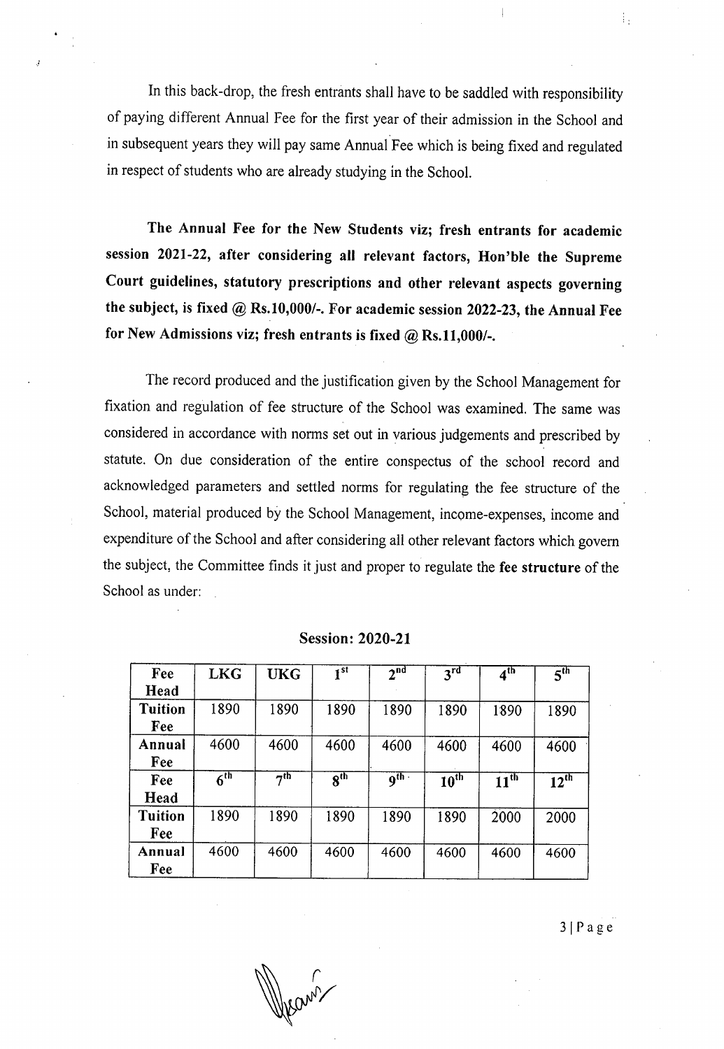In this back-drop, the fresh entrants shall have to be saddled with responsibility of paying different Annual Fee for the first year of their admission in the School and in subsequent years they will pay same Annual Fee which is being fixed and regulated in respect of students who are already studying in the School.

**The Annual Fee for the New Students viz; fresh entrants for academic session 2021-22, after considering all relevant factors, Hon'ble the Supreme Court guidelines, statutory prescriptions and other relevant aspects governing the subject, is fixed @ Rs.10,000/-. For academic session 2022-23, the Annual Fee for New Admissions viz; fresh entrants is fixed @ Rs.11,000/-.**

The record produced and the justification given by the School Management for fixation and regulation of fee structure of the School was examined. The same was considered in accordance with norms set out in various judgements and prescribed by statute. On due consideration of the entire conspectus of the school record and acknowledged parameters and settled norms for regulating the fee structure of the School, material produced by the School Management, income-expenses, income and expenditure of the School and after considering all other relevant factors which govern the subject, the Committee finds it just and proper to regulate the **fee structure** of the School as under:

**Session: 2020-21**

| Fee Head | LKG | UKG | 1st | 2nd | 3rd | 4th | 5th |
|---|---|---|---|---|---|---|---|
| Tuition Fee | 1890 | 1890 | 1890 | 1890 | 1890 | 1890 | 1890 |
| Annual Fee | 4600 | 4600 | 4600 | 4600 | 4600 | 4600 | 4600 |
| **Fee Head** | **6th** | **7th** | **8th** | **9th** | **10th** | **11th** | **12th** |
| Tuition Fee | 1890 | 1890 | 1890 | 1890 | 1890 | 2000 | 2000 |
| Annual Fee | 4600 | 4600 | 4600 | 4600 | 4600 | 4600 | 4600 |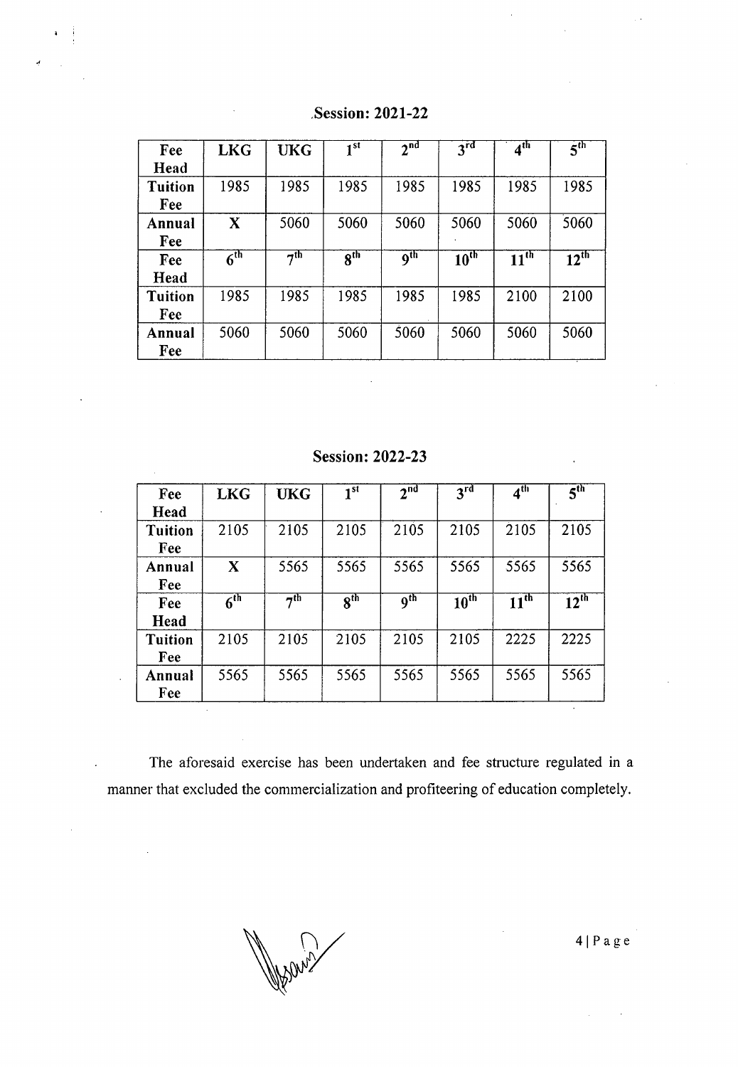**Session: 2021-22**

| Fee Head | LKG | UKG | 1st | 2nd | 3rd | 4th | 5th |
|---|---|---|---|---|---|---|---|
| Tuition Fee | 1985 | 1985 | 1985 | 1985 | 1985 | 1985 | 1985 |
| Annual Fee | X | 5060 | 5060 | 5060 | 5060 | 5060 | 5060 |
| **Fee Head** | **6th** | **7th** | **8th** | **9th** | **10th** | **11th** | **12th** |
| Tuition Fee | 1985 | 1985 | 1985 | 1985 | 1985 | 2100 | 2100 |
| Annual Fee | 5060 | 5060 | 5060 | 5060 | 5060 | 5060 | 5060 |

**Session: 2022-23**

| Fee Head | LKG | UKG | 1st | 2nd | 3rd | 4th | 5th |
|---|---|---|---|---|---|---|---|
| Tuition Fee | 2105 | 2105 | 2105 | 2105 | 2105 | 2105 | 2105 |
| Annual Fee | X | 5565 | 5565 | 5565 | 5565 | 5565 | 5565 |
| **Fee Head** | **6th** | **7th** | **8th** | **9th** | **10th** | **11th** | **12th** |
| Tuition Fee | 2105 | 2105 | 2105 | 2105 | 2105 | 2225 | 2225 |
| Annual Fee | 5565 | 5565 | 5565 | 5565 | 5565 | 5565 | 5565 |

The aforesaid exercise has been undertaken and fee structure regulated in a manner that excluded the commercialization and profiteering of education completely.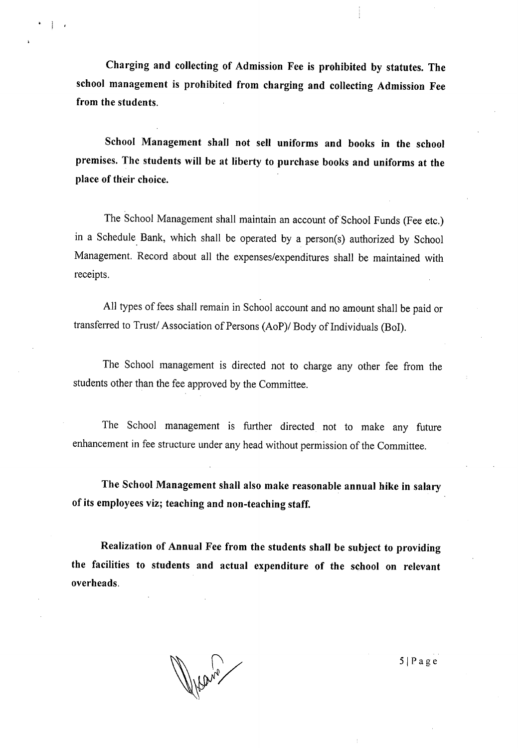**Charging and collecting of Admission Fee is prohibited by statutes. The school management is prohibited from charging and collecting Admission Fee from the students.**

**School Management shall not sell uniforms and books in the school premises. The students will be at liberty to purchase books and uniforms at the place of their choice.**

The School Management shall maintain an account of School Funds (Fee etc.) in a Schedule Bank, which shall be operated by a person(s) authorized by School Management. Record about all the expenses/expenditures shall be maintained with receipts.

All types of fees shall remain in School account and no amount shall be paid or transferred to Trust/ Association of Persons (AoP)/ Body of Individuals (BoI).

The School management is directed not to charge any other fee from the students other than the fee approved by the Committee.

The School management is further directed not to make any future enhancement in fee structure under any head without permission of the Committee.

**The School Management shall also make reasonable annual hike in salary of its employees viz; teaching and non-teaching staff.**

**Realization of Annual Fee from the students shall be subject to providing the facilities to students and actual expenditure of the school on relevant overheads.**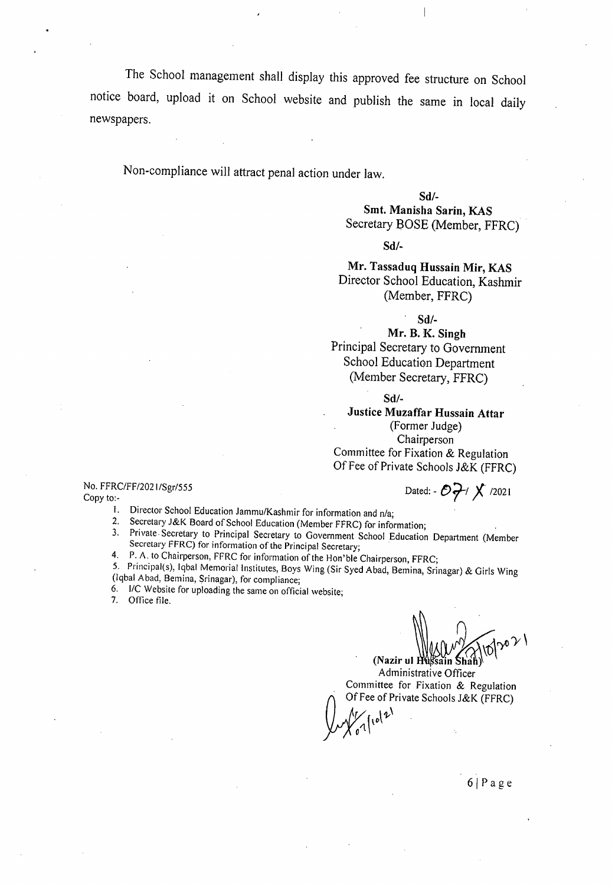The School management shall display this approved fee structure on School notice board, upload it on School website and publish the same in local daily newspapers.

Non-compliance will attract penal action under law.

**Sd/-**
**Smt. Manisha Sarin, KAS**
Secretary BOSE (Member, FFRC)

**Sd/-**
**Mr. Tassaduq Hussain Mir, KAS**
Director School Education, Kashmir
(Member, FFRC)

**Sd/-**
**Mr. B. K. Singh**
Principal Secretary to Government
School Education Department
(Member Secretary, FFRC)

**Sd/-**
**Justice Muzaffar Hussain Attar**
(Former Judge)
Chairperson
Committee for Fixation & Regulation
Of Fee of Private Schools J&K (FFRC)

No. FFRC/FF/2021/Sgr/555 Dated: - 07/ X /2021

Copy to:-

1. Director School Education Jammu/Kashmir for information and n/a;
2. Secretary J&K Board of School Education (Member FFRC) for information;
3. Private Secretary to Principal Secretary to Government School Education Department (Member Secretary FFRC) for information of the Principal Secretary;
4. P. A. to Chairperson, FFRC for information of the Hon'ble Chairperson, FFRC;
5. Principal(s), Iqbal Memorial Institutes, Boys Wing (Sir Syed Abad, Bemina, Srinagar) & Girls Wing (Iqbal Abad, Bemina, Srinagar), for compliance;
6. I/C Website for uploading the same on official website;
7. Office file.

07/10/2021
**(Nazir ul Hussain Shah)**
Administrative Officer
Committee for Fixation & Regulation
Of Fee of Private Schools J&K (FFRC)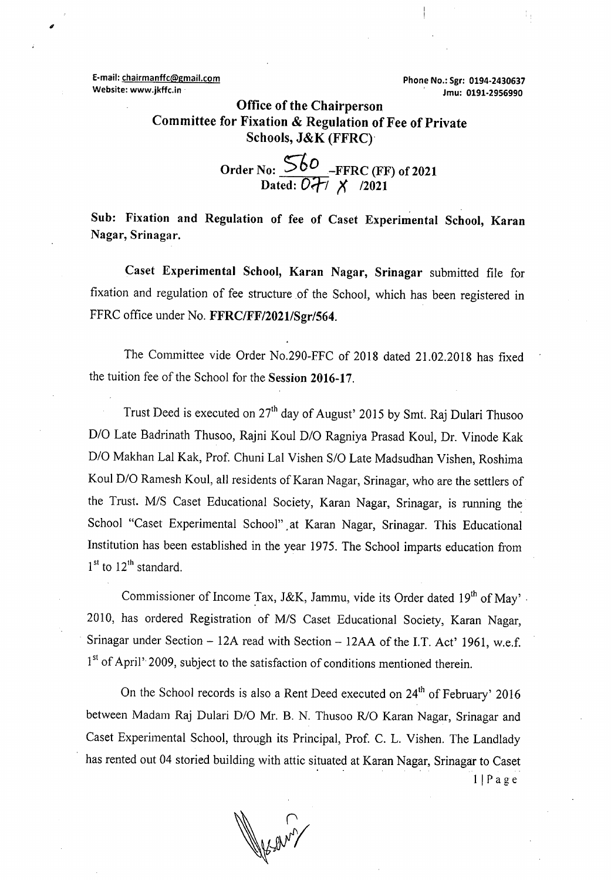E-mail: chairmanffc@gmail.com
Website: www.jkffc.in

Phone No.: Sgr: 0194-2430637
Jmu: 0191-2956990

# Office of the Chairperson
# Committee for Fixation & Regulation of Fee of Private Schools, J&K (FFRC)

**Order No: 560 -FFRC (FF) of 2021**
**Dated: 07/ X /2021**

**Sub: Fixation and Regulation of fee of Caset Experimental School, Karan Nagar, Srinagar.**

**Caset Experimental School, Karan Nagar, Srinagar** submitted file for fixation and regulation of fee structure of the School, which has been registered in FFRC office under No. **FFRC/FF/2021/Sgr/564.**

The Committee vide Order No.290-FFC of 2018 dated 21.02.2018 has fixed the tuition fee of the School for the **Session 2016-17.**

Trust Deed is executed on 27th day of August' 2015 by Smt. Raj Dulari Thusoo D/O Late Badrinath Thusoo, Rajni Koul D/O Ragniya Prasad Koul, Dr. Vinode Kak D/O Makhan Lal Kak, Prof. Chuni Lal Vishen S/O Late Madsudhan Vishen, Roshima Koul D/O Ramesh Koul, all residents of Karan Nagar, Srinagar, who are the settlers of the Trust. M/S Caset Educational Society, Karan Nagar, Srinagar, is running the School "Caset Experimental School" at Karan Nagar, Srinagar. This Educational Institution has been established in the year 1975. The School imparts education from 1st to 12th standard.

Commissioner of Income Tax, J&K, Jammu, vide its Order dated 19th of May' 2010, has ordered Registration of M/S Caset Educational Society, Karan Nagar, Srinagar under Section – 12A read with Section – 12AA of the I.T. Act' 1961, w.e.f. 1st of April' 2009, subject to the satisfaction of conditions mentioned therein.

On the School records is also a Rent Deed executed on 24th of February' 2016 between Madam Raj Dulari D/O Mr. B. N. Thusoo R/O Karan Nagar, Srinagar and Caset Experimental School, through its Principal, Prof. C. L. Vishen. The Landlady has rented out 04 storied building with attic situated at Karan Nagar, Srinagar to Caset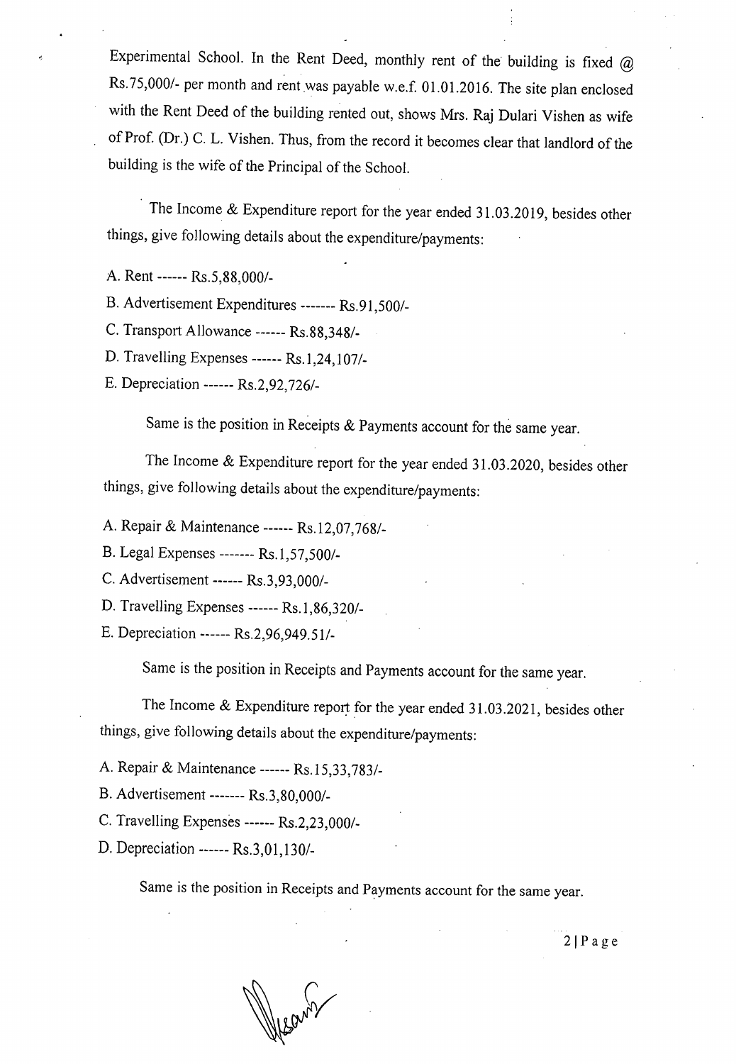Experimental School. In the Rent Deed, monthly rent of the building is fixed @ Rs.75,000/- per month and rent was payable w.e.f. 01.01.2016. The site plan enclosed with the Rent Deed of the building rented out, shows Mrs. Raj Dulari Vishen as wife of Prof. (Dr.) C. L. Vishen. Thus, from the record it becomes clear that landlord of the building is the wife of the Principal of the School.

The Income & Expenditure report for the year ended 31.03.2019, besides other things, give following details about the expenditure/payments:

A. Rent ------ Rs.5,88,000/-

B. Advertisement Expenditures ------- Rs.91,500/-

C. Transport Allowance ------ Rs.88,348/-

D. Travelling Expenses ------ Rs.1,24,107/-

E. Depreciation ------ Rs.2,92,726/-

Same is the position in Receipts & Payments account for the same year.

The Income & Expenditure report for the year ended 31.03.2020, besides other things, give following details about the expenditure/payments:

A. Repair & Maintenance ------ Rs.12,07,768/-

B. Legal Expenses ------- Rs.1,57,500/-

C. Advertisement ------ Rs.3,93,000/-

D. Travelling Expenses ------ Rs.1,86,320/-

E. Depreciation ------ Rs.2,96,949.51/-

Same is the position in Receipts and Payments account for the same year.

The Income & Expenditure report for the year ended 31.03.2021, besides other things, give following details about the expenditure/payments:

A. Repair & Maintenance ------ Rs.15,33,783/-

B. Advertisement ------- Rs.3,80,000/-

C. Travelling Expenses ------ Rs.2,23,000/-

D. Depreciation ------ Rs.3,01,130/-

Same is the position in Receipts and Payments account for the same year.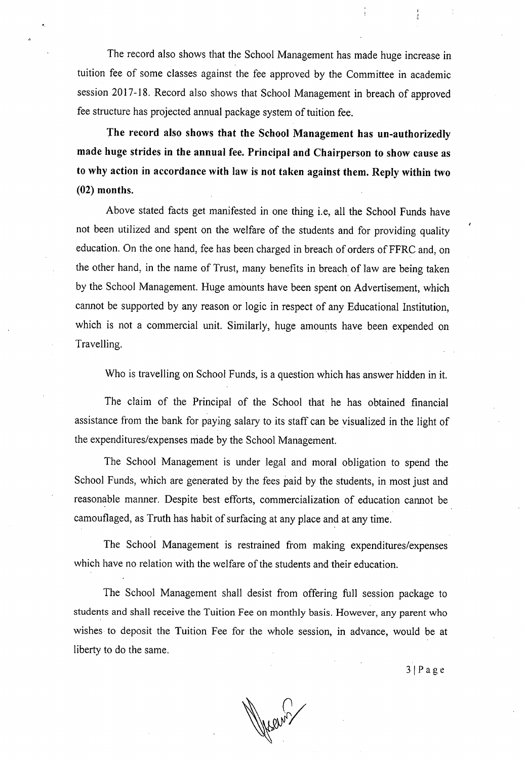The record also shows that the School Management has made huge increase in tuition fee of some classes against the fee approved by the Committee in academic session 2017-18. Record also shows that School Management in breach of approved fee structure has projected annual package system of tuition fee.

**The record also shows that the School Management has un-authorizedly made huge strides in the annual fee. Principal and Chairperson to show cause as to why action in accordance with law is not taken against them. Reply within two (02) months.**

Above stated facts get manifested in one thing i.e, all the School Funds have not been utilized and spent on the welfare of the students and for providing quality education. On the one hand, fee has been charged in breach of orders of FFRC and, on the other hand, in the name of Trust, many benefits in breach of law are being taken by the School Management. Huge amounts have been spent on Advertisement, which cannot be supported by any reason or logic in respect of any Educational Institution, which is not a commercial unit. Similarly, huge amounts have been expended on Travelling.

Who is travelling on School Funds, is a question which has answer hidden in it.

The claim of the Principal of the School that he has obtained financial assistance from the bank for paying salary to its staff can be visualized in the light of the expenditures/expenses made by the School Management.

The School Management is under legal and moral obligation to spend the School Funds, which are generated by the fees paid by the students, in most just and reasonable manner. Despite best efforts, commercialization of education cannot be camouflaged, as Truth has habit of surfacing at any place and at any time.

The School Management is restrained from making expenditures/expenses which have no relation with the welfare of the students and their education.

The School Management shall desist from offering full session package to students and shall receive the Tuition Fee on monthly basis. However, any parent who wishes to deposit the Tuition Fee for the whole session, in advance, would be at liberty to do the same.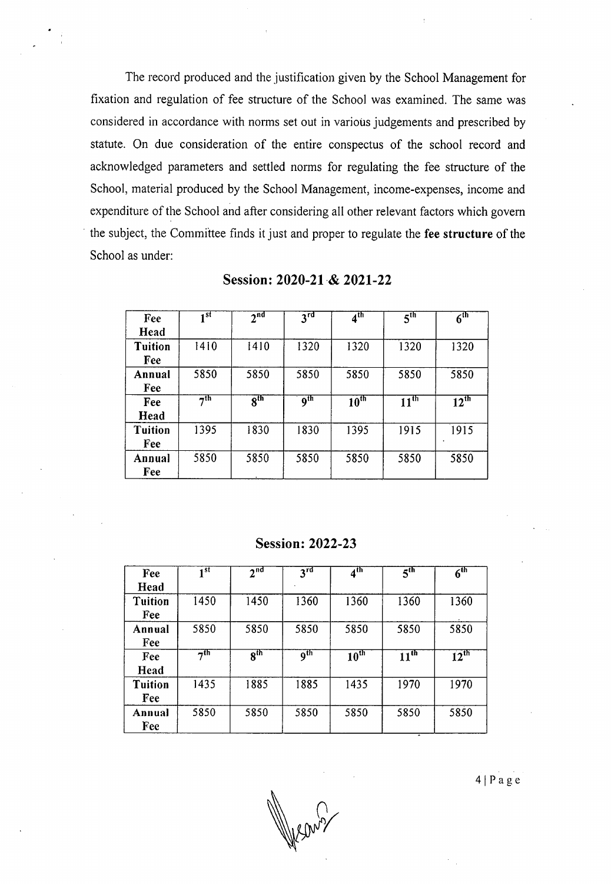The record produced and the justification given by the School Management for fixation and regulation of fee structure of the School was examined. The same was considered in accordance with norms set out in various judgements and prescribed by statute. On due consideration of the entire conspectus of the school record and acknowledged parameters and settled norms for regulating the fee structure of the School, material produced by the School Management, income-expenses, income and expenditure of the School and after considering all other relevant factors which govern the subject, the Committee finds it just and proper to regulate the **fee structure** of the School as under:

## Session: 2020-21 & 2021-22

| Fee Head | 1st | 2nd | 3rd | 4th | 5th | 6th |
|---|---|---|---|---|---|---|
| **Tuition Fee** | 1410 | 1410 | 1320 | 1320 | 1320 | 1320 |
| **Annual Fee** | 5850 | 5850 | 5850 | 5850 | 5850 | 5850 |
| **Fee Head** | **7th** | **8th** | **9th** | **10th** | **11th** | **12th** |
| **Tuition Fee** | 1395 | 1830 | 1830 | 1395 | 1915 | 1915 |
| **Annual Fee** | 5850 | 5850 | 5850 | 5850 | 5850 | 5850 |

## Session: 2022-23

| Fee Head | 1st | 2nd | 3rd | 4th | 5th | 6th |
|---|---|---|---|---|---|---|
| **Tuition Fee** | 1450 | 1450 | 1360 | 1360 | 1360 | 1360 |
| **Annual Fee** | 5850 | 5850 | 5850 | 5850 | 5850 | 5850 |
| **Fee Head** | **7th** | **8th** | **9th** | **10th** | **11th** | **12th** |
| **Tuition Fee** | 1435 | 1885 | 1885 | 1435 | 1970 | 1970 |
| **Annual Fee** | 5850 | 5850 | 5850 | 5850 | 5850 | 5850 |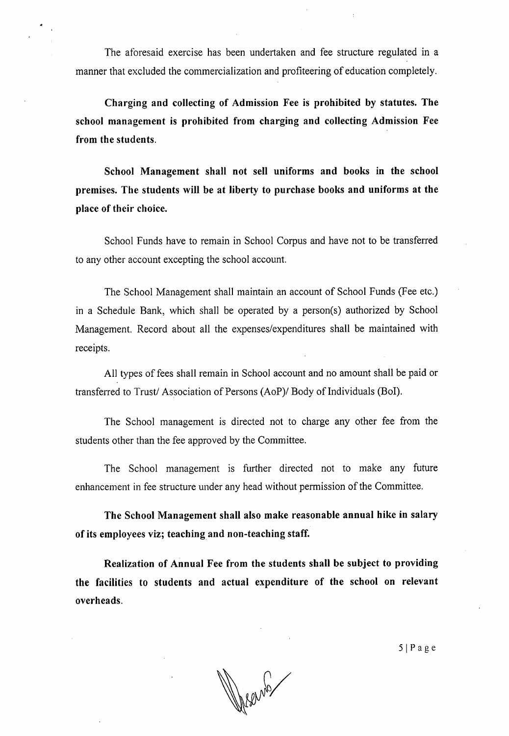The aforesaid exercise has been undertaken and fee structure regulated in a manner that excluded the commercialization and profiteering of education completely.

**Charging and collecting of Admission Fee is prohibited by statutes. The school management is prohibited from charging and collecting Admission Fee from the students.**

**School Management shall not sell uniforms and books in the school premises. The students will be at liberty to purchase books and uniforms at the place of their choice.**

School Funds have to remain in School Corpus and have not to be transferred to any other account excepting the school account.

The School Management shall maintain an account of School Funds (Fee etc.) in a Schedule Bank, which shall be operated by a person(s) authorized by School Management. Record about all the expenses/expenditures shall be maintained with receipts.

All types of fees shall remain in School account and no amount shall be paid or transferred to Trust/ Association of Persons (AoP)/ Body of Individuals (BoI).

The School management is directed not to charge any other fee from the students other than the fee approved by the Committee.

The School management is further directed not to make any future enhancement in fee structure under any head without permission of the Committee.

**The School Management shall also make reasonable annual hike in salary of its employees viz; teaching and non-teaching staff.**

**Realization of Annual Fee from the students shall be subject to providing the facilities to students and actual expenditure of the school on relevant overheads.**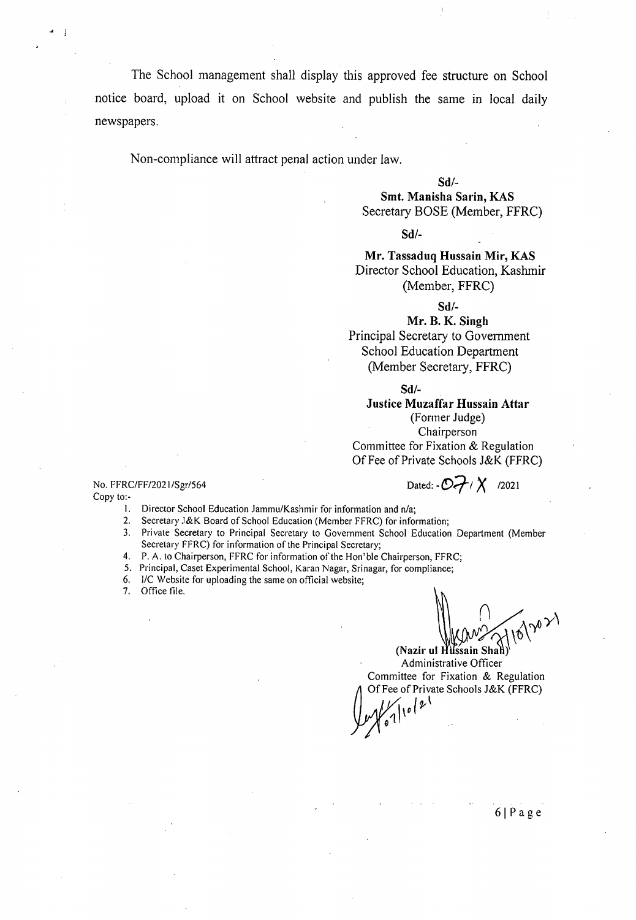The School management shall display this approved fee structure on School notice board, upload it on School website and publish the same in local daily newspapers.

Non-compliance will attract penal action under law.

**Sd/-**
**Smt. Manisha Sarin, KAS**
Secretary BOSE (Member, FFRC)

**Sd/-**

**Mr. Tassaduq Hussain Mir, KAS**
Director School Education, Kashmir
(Member, FFRC)

**Sd/-**
**Mr. B. K. Singh**
Principal Secretary to Government
School Education Department
(Member Secretary, FFRC)

**Sd/-**
**Justice Muzaffar Hussain Attar**
(Former Judge)
Chairperson
Committee for Fixation & Regulation
Of Fee of Private Schools J&K (FFRC)

No. FFRC/FF/2021/Sgr/564

Dated: - 07 / X /2021

Copy to:-

1. Director School Education Jammu/Kashmir for information and n/a;
2. Secretary J&K Board of School Education (Member FFRC) for information;
3. Private Secretary to Principal Secretary to Government School Education Department (Member Secretary FFRC) for information of the Principal Secretary;
4. P. A. to Chairperson, FFRC for information of the Hon'ble Chairperson, FFRC;
5. Principal, Caset Experimental School, Karan Nagar, Srinagar, for compliance;
6. I/C Website for uploading the same on official website;
7. Office file.

7/10/2021

**(Nazir ul Hussain Shah)**
Administrative Officer
Committee for Fixation & Regulation
Of Fee of Private Schools J&K (FFRC)

07/10/21